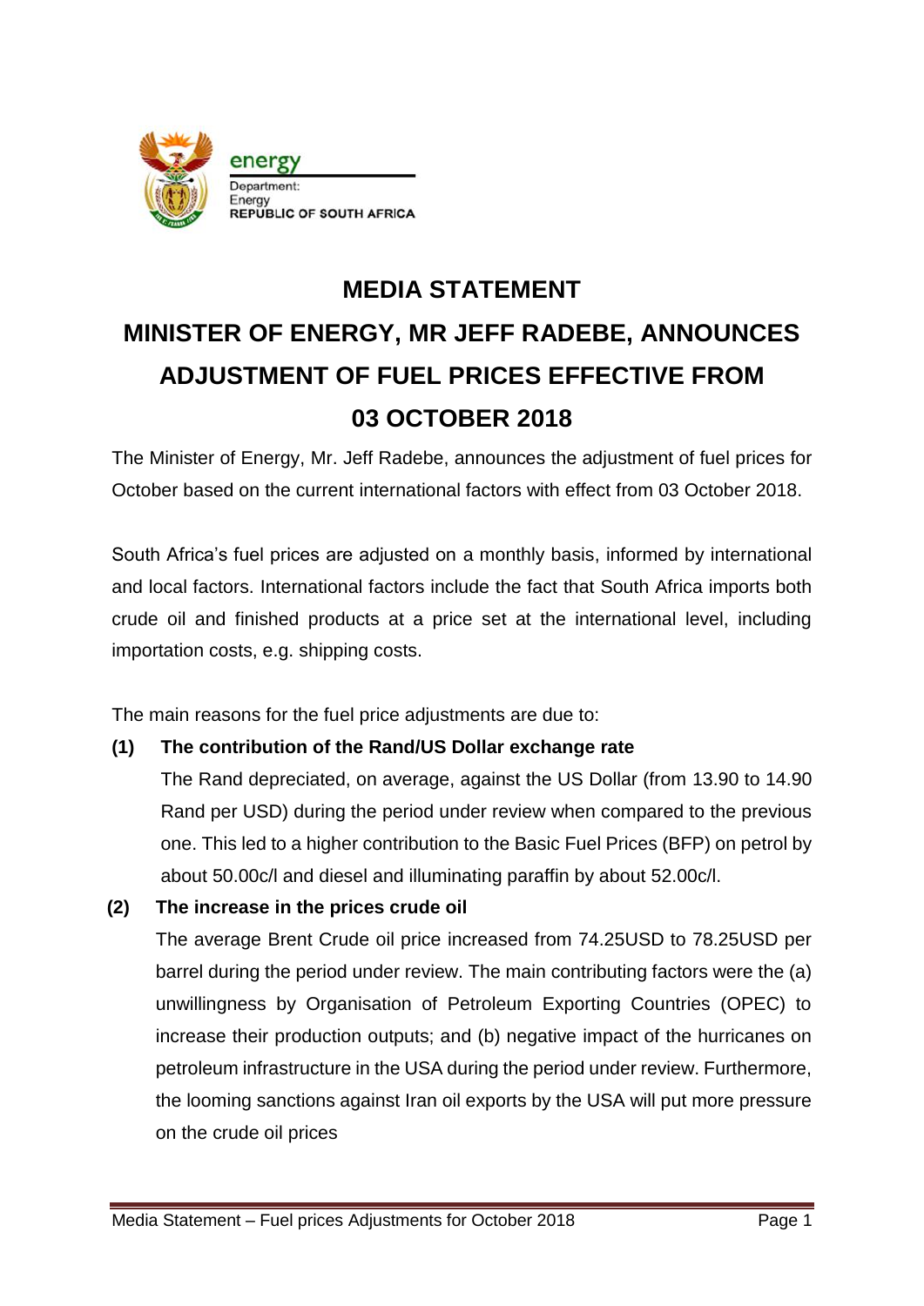energy
Department:
Energy
REPUBLIC OF SOUTH AFRICA

# MEDIA STATEMENT

# MINISTER OF ENERGY, MR JEFF RADEBE, ANNOUNCES ADJUSTMENT OF FUEL PRICES EFFECTIVE FROM 03 OCTOBER 2018

The Minister of Energy, Mr. Jeff Radebe, announces the adjustment of fuel prices for October based on the current international factors with effect from 03 October 2018.

South Africa's fuel prices are adjusted on a monthly basis, informed by international and local factors. International factors include the fact that South Africa imports both crude oil and finished products at a price set at the international level, including importation costs, e.g. shipping costs.

The main reasons for the fuel price adjustments are due to:

**(1) The contribution of the Rand/US Dollar exchange rate**

The Rand depreciated, on average, against the US Dollar (from 13.90 to 14.90 Rand per USD) during the period under review when compared to the previous one. This led to a higher contribution to the Basic Fuel Prices (BFP) on petrol by about 50.00c/l and diesel and illuminating paraffin by about 52.00c/l.

**(2) The increase in the prices crude oil**

The average Brent Crude oil price increased from 74.25USD to 78.25USD per barrel during the period under review. The main contributing factors were the (a) unwillingness by Organisation of Petroleum Exporting Countries (OPEC) to increase their production outputs; and (b) negative impact of the hurricanes on petroleum infrastructure in the USA during the period under review. Furthermore, the looming sanctions against Iran oil exports by the USA will put more pressure on the crude oil prices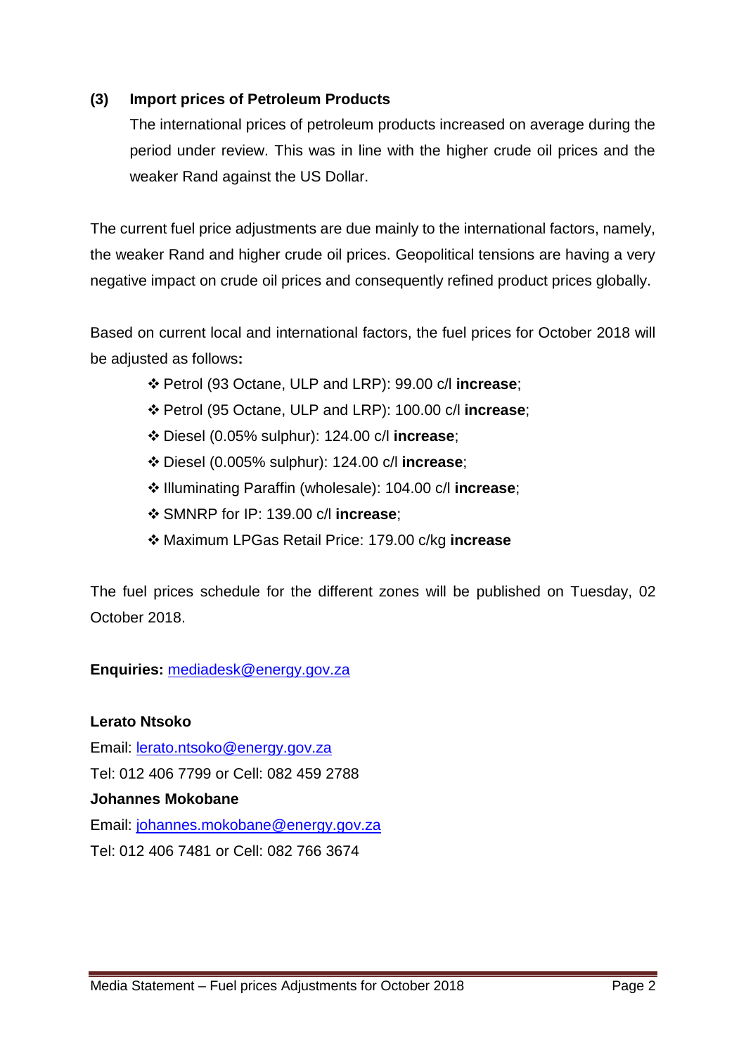**(3) Import prices of Petroleum Products**

The international prices of petroleum products increased on average during the period under review. This was in line with the higher crude oil prices and the weaker Rand against the US Dollar.

The current fuel price adjustments are due mainly to the international factors, namely, the weaker Rand and higher crude oil prices. Geopolitical tensions are having a very negative impact on crude oil prices and consequently refined product prices globally.

Based on current local and international factors, the fuel prices for October 2018 will be adjusted as follows**:**

- Petrol (93 Octane, ULP and LRP): 99.00 c/l **increase**;
- Petrol (95 Octane, ULP and LRP): 100.00 c/l **increase**;
- Diesel (0.05% sulphur): 124.00 c/l **increase**;
- Diesel (0.005% sulphur): 124.00 c/l **increase**;
- Illuminating Paraffin (wholesale): 104.00 c/l **increase**;
- SMNRP for IP: 139.00 c/l **increase**;
- Maximum LPGas Retail Price: 179.00 c/kg **increase**

The fuel prices schedule for the different zones will be published on Tuesday, 02 October 2018.

**Enquiries:** mediadesk@energy.gov.za

**Lerato Ntsoko**
Email: lerato.ntsoko@energy.gov.za
Tel: 012 406 7799 or Cell: 082 459 2788

**Johannes Mokobane**
Email: johannes.mokobane@energy.gov.za
Tel: 012 406 7481 or Cell: 082 766 3674